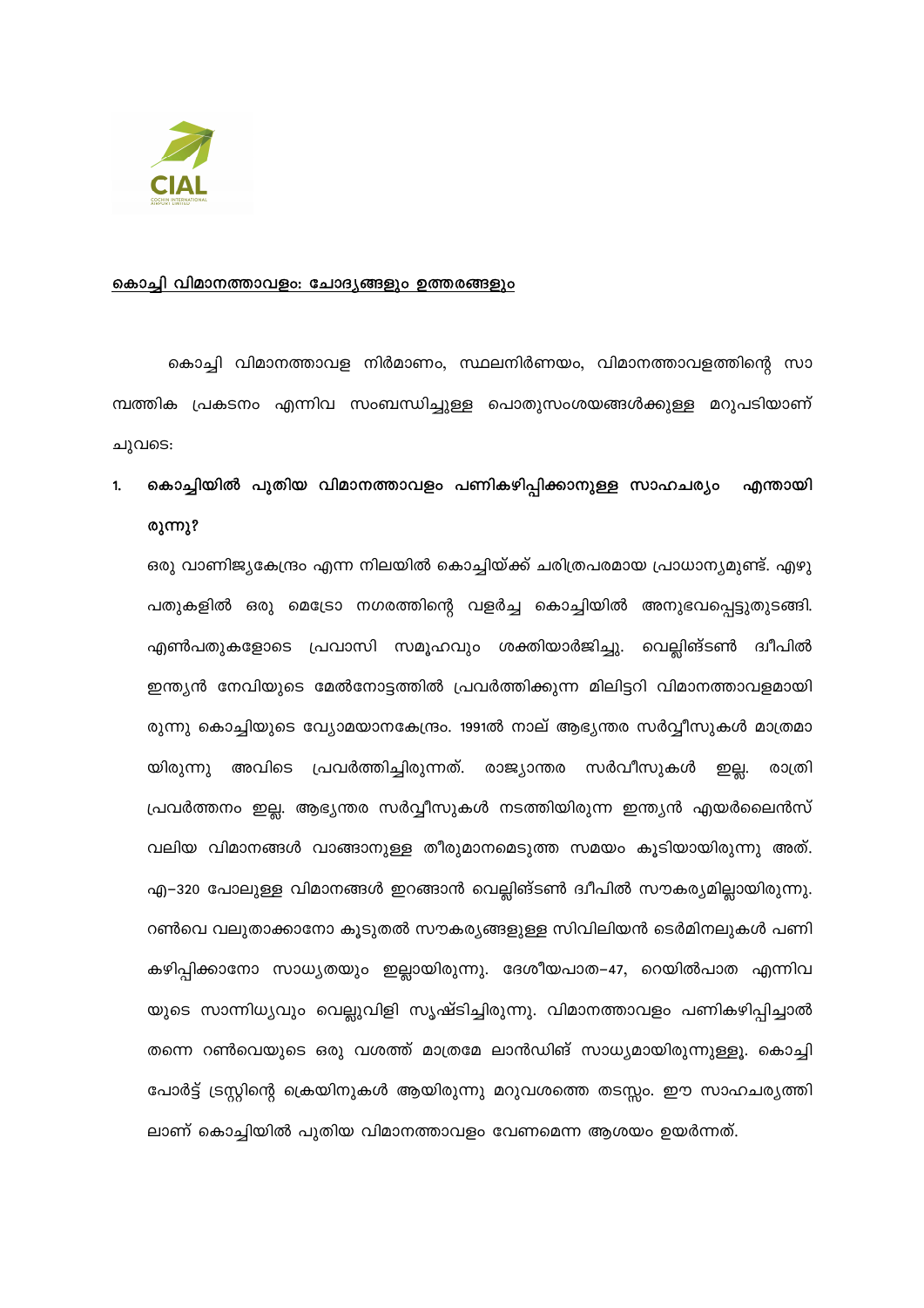CIAL

COCHIN INTERNATIONAL AIRPORT LIMITED

## കൊച്ചി വിമാനത്താവളം: ചോദ്യങ്ങളും ഉത്തരങ്ങളും

കൊച്ചി വിമാനത്താവള നിർമാണം, സ്ഥലനിർണയം, വിമാനത്താവളത്തിന്റെ സാമ്പത്തിക പ്രകടനം എന്നിവ സംബന്ധിച്ചുള്ള പൊതുസംശയങ്ങൾക്കുള്ള മറുപടിയാണ് ചുവടെ:

1. **കൊച്ചിയിൽ പുതിയ വിമാനത്താവളം പണികഴിപ്പിക്കാനുള്ള സാഹചര്യം എന്തായിരുന്നു?**

   ഒരു വാണിജ്യകേന്ദ്രം എന്ന നിലയിൽ കൊച്ചിയ്ക്ക് ചരിത്രപരമായ പ്രാധാന്യമുണ്ട്. എഴുപതുകളിൽ ഒരു മെട്രോ നഗരത്തിന്റെ വളർച്ച കൊച്ചിയിൽ അനുഭവപ്പെട്ടുതുടങ്ങി. എൺപതുകളോടെ പ്രവാസി സമൂഹവും ശക്തിയാർജിച്ചു. വെല്ലിങ്ടൺ ദ്വീപിൽ ഇന്ത്യൻ നേവിയുടെ മേൽനോട്ടത്തിൽ പ്രവർത്തിക്കുന്ന മിലിട്ടറി വിമാനത്താവളമായിരുന്നു കൊച്ചിയുടെ വ്യോമയാനകേന്ദ്രം. 1991ൽ നാല് ആഭ്യന്തര സർവ്വീസുകൾ മാത്രമായിരുന്നു അവിടെ പ്രവർത്തിച്ചിരുന്നത്. രാജ്യാന്തര സർവീസുകൾ ഇല്ല. രാത്രി പ്രവർത്തനം ഇല്ല. ആഭ്യന്തര സർവ്വീസുകൾ നടത്തിയിരുന്ന ഇന്ത്യൻ എയർലൈൻസ് വലിയ വിമാനങ്ങൾ വാങ്ങാനുള്ള തീരുമാനമെടുത്ത സമയം കൂടിയായിരുന്നു അത്. എ–320 പോലുള്ള വിമാനങ്ങൾ ഇറങ്ങാൻ വെല്ലിങ്ടൺ ദ്വീപിൽ സൗകര്യമില്ലായിരുന്നു. റൺവെ വലുതാക്കാനോ കൂടുതൽ സൗകര്യങ്ങളുള്ള സിവിലിയൻ ടെർമിനലുകൾ പണികഴിപ്പിക്കാനോ സാധ്യതയും ഇല്ലായിരുന്നു. ദേശീയപാത–47, റെയിൽപാത എന്നിവയുടെ സാന്നിധ്യവും വെല്ലുവിളി സൃഷ്ടിച്ചിരുന്നു. വിമാനത്താവളം പണികഴിപ്പിച്ചാൽ തന്നെ റൺവെയുടെ ഒരു വശത്ത് മാത്രമേ ലാൻഡിങ് സാധ്യമായിരുന്നുള്ളൂ. കൊച്ചി പോർട്ട് ട്രസ്റ്റിന്റെ ക്രെയിനുകൾ ആയിരുന്നു മറുവശത്തെ തടസ്സം. ഈ സാഹചര്യത്തിലാണ് കൊച്ചിയിൽ പുതിയ വിമാനത്താവളം വേണമെന്ന ആശയം ഉയർന്നത്.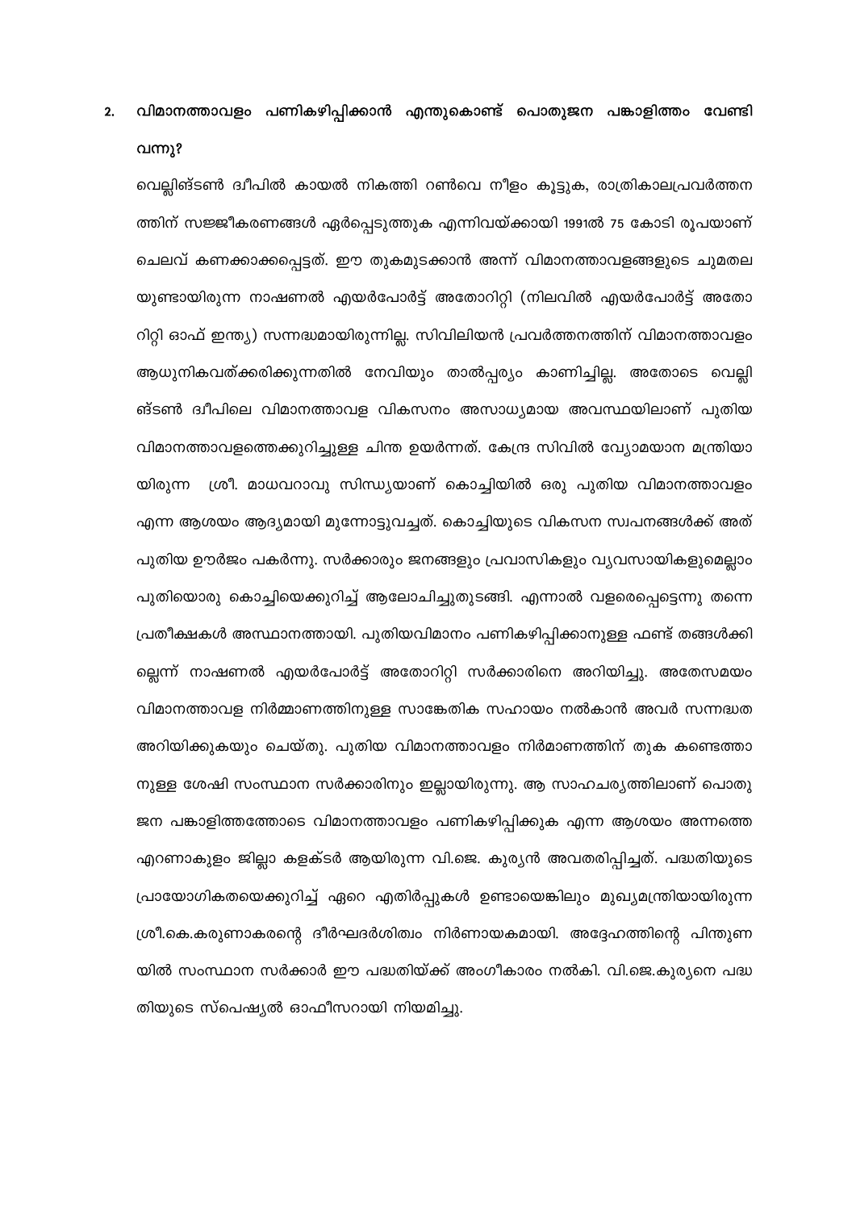## 2. വിമാനത്താവളം പണികഴിപ്പിക്കാൻ എന്തുകൊണ്ട് പൊതുജന പങ്കാളിത്തം വേണ്ടി വന്നു?

വെല്ലിങ്ടൺ ദ്വീപിൽ കായൽ നികത്തി റൺവെ നീളം കൂട്ടുക, രാത്രികാലപ്രവർത്തനത്തിന് സജ്ജീകരണങ്ങൾ ഏർപ്പെടുത്തുക എന്നിവയ്ക്കായി 1991ൽ 75 കോടി രൂപയാണ് ചെലവ് കണക്കാക്കപ്പെട്ടത്. ഈ തുകമുടക്കാൻ അന്ന് വിമാനത്താവളങ്ങളുടെ ചുമതലയുണ്ടായിരുന്ന നാഷണൽ എയർപോർട്ട് അതോറിറ്റി (നിലവിൽ എയർപോർട്ട് അതോറിറ്റി ഓഫ് ഇന്ത്യ) സന്നദ്ധമായിരുന്നില്ല. സിവിലിയൻ പ്രവർത്തനത്തിന് വിമാനത്താവളം ആധുനികവത്ക്കരിക്കുന്നതിൽ നേവിയും താൽപ്പര്യം കാണിച്ചില്ല. അതോടെ വെല്ലിങ്ടൺ ദ്വീപിലെ വിമാനത്താവള വികസനം അസാധ്യമായ അവസ്ഥയിലാണ് പുതിയ വിമാനത്താവളത്തെക്കുറിച്ചുള്ള ചിന്ത ഉയർന്നത്. കേന്ദ്ര സിവിൽ വ്യോമയാന മന്ത്രിയായിരുന്ന ശ്രീ. മാധവറാവു സിന്ധ്യയാണ് കൊച്ചിയിൽ ഒരു പുതിയ വിമാനത്താവളം എന്ന ആശയം ആദ്യമായി മുന്നോട്ടുവച്ചത്. കൊച്ചിയുടെ വികസന സ്വപനങ്ങൾക്ക് അത് പുതിയ ഊർജം പകർന്നു. സർക്കാരും ജനങ്ങളും പ്രവാസികളും വ്യവസായികളുമെല്ലാം പുതിയൊരു കൊച്ചിയെക്കുറിച്ച് ആലോചിച്ചുതുടങ്ങി. എന്നാൽ വളരെപ്പെട്ടെന്നു തന്നെ പ്രതീക്ഷകൾ അസ്ഥാനത്തായി. പുതിയവിമാനം പണികഴിപ്പിക്കാനുള്ള ഫണ്ട് തങ്ങൾക്കില്ലെന്ന് നാഷണൽ എയർപോർട്ട് അതോറിറ്റി സർക്കാരിനെ അറിയിച്ചു. അതേസമയം വിമാനത്താവള നിർമ്മാണത്തിനുള്ള സാങ്കേതിക സഹായം നൽകാൻ അവർ സന്നദ്ധത അറിയിക്കുകയും ചെയ്തു. പുതിയ വിമാനത്താവളം നിർമാണത്തിന് തുക കണ്ടെത്താനുള്ള ശേഷി സംസ്ഥാന സർക്കാരിനും ഇല്ലായിരുന്നു. ആ സാഹചര്യത്തിലാണ് പൊതുജന പങ്കാളിത്തത്തോടെ വിമാനത്താവളം പണികഴിപ്പിക്കുക എന്ന ആശയം അന്നത്തെ എറണാകുളം ജില്ലാ കളക്ടർ ആയിരുന്ന വി.ജെ. കുര്യൻ അവതരിപ്പിച്ചത്. പദ്ധതിയുടെ പ്രായോഗികതയെക്കുറിച്ച് ഏറെ എതിർപ്പുകൾ ഉണ്ടായെങ്കിലും മുഖ്യമന്ത്രിയായിരുന്ന ശ്രീ.കെ.കരുണാകരന്റെ ദീർഘദർശിത്വം നിർണായകമായി. അദ്ദേഹത്തിന്റെ പിന്തുണയിൽ സംസ്ഥാന സർക്കാർ ഈ പദ്ധതിയ്ക്ക് അംഗീകാരം നൽകി. വി.ജെ.കുര്യനെ പദ്ധതിയുടെ സ്പെഷ്യൽ ഓഫീസറായി നിയമിച്ചു.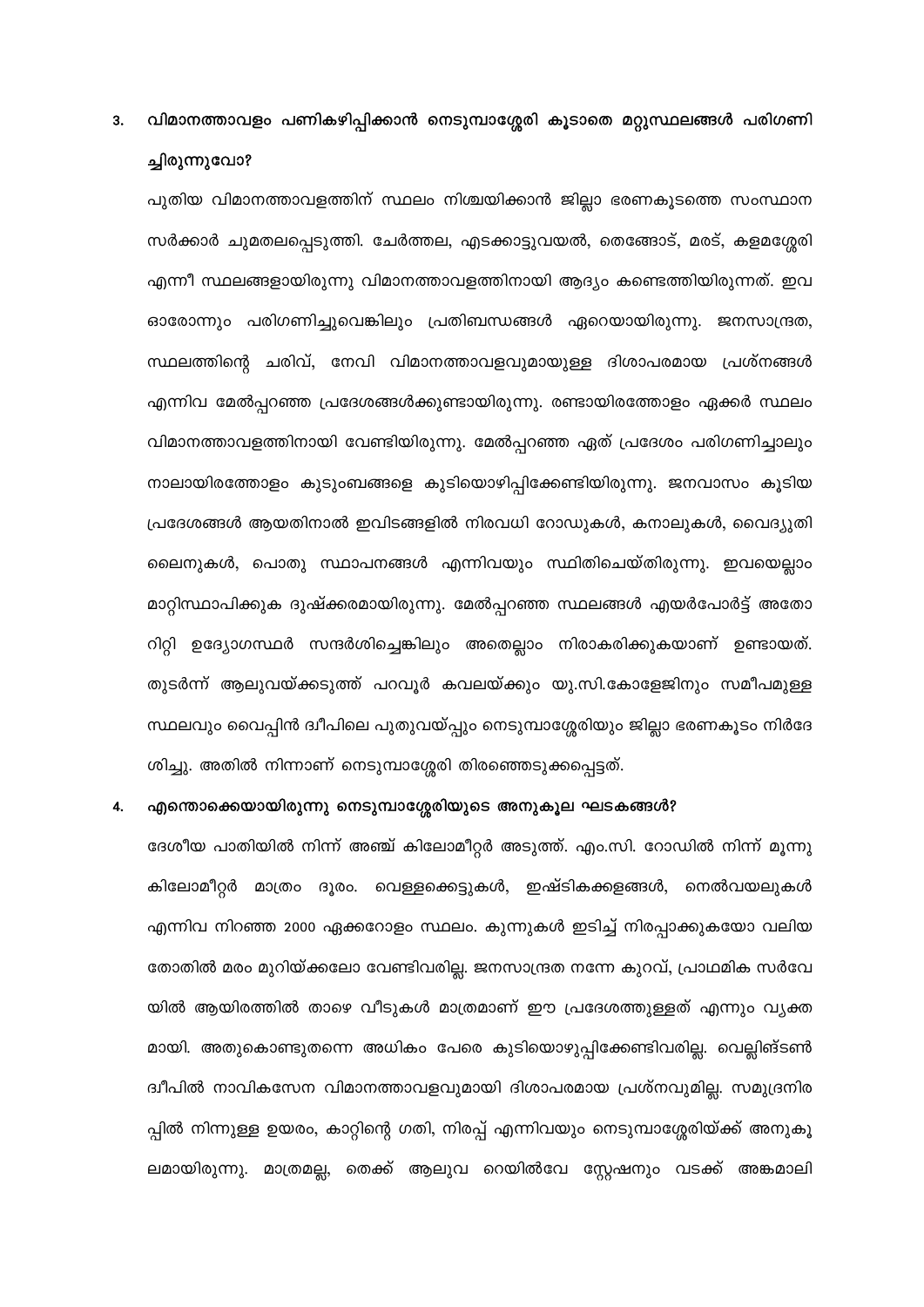3. **വിമാനത്താവളം പണികഴിപ്പിക്കാൻ നെടുമ്പാശ്ശേരി കൂടാതെ മറ്റുസ്ഥലങ്ങൾ പരിഗണിച്ചിരുന്നുവോ?**

പുതിയ വിമാനത്താവളത്തിന് സ്ഥലം നിശ്ചയിക്കാൻ ജില്ലാ ഭരണകൂടത്തെ സംസ്ഥാന സർക്കാർ ചുമതലപ്പെടുത്തി. ചേർത്തല, എടക്കാട്ടുവയൽ, തെങ്ങോട്, മരട്, കളമശ്ശേരി എന്നീ സ്ഥലങ്ങളായിരുന്നു വിമാനത്താവളത്തിനായി ആദ്യം കണ്ടെത്തിയിരുന്നത്. ഇവ ഓരോന്നും പരിഗണിച്ചുവെങ്കിലും പ്രതിബന്ധങ്ങൾ ഏറെയായിരുന്നു. ജനസാന്ദ്രത, സ്ഥലത്തിന്റെ ചരിവ്, നേവി വിമാനത്താവളവുമായുള്ള ദിശാപരമായ പ്രശ്നങ്ങൾ എന്നിവ മേൽപ്പറഞ്ഞ പ്രദേശങ്ങൾക്കുണ്ടായിരുന്നു. രണ്ടായിരത്തോളം ഏക്കർ സ്ഥലം വിമാനത്താവളത്തിനായി വേണ്ടിയിരുന്നു. മേൽപ്പറഞ്ഞ ഏത് പ്രദേശം പരിഗണിച്ചാലും നാലായിരത്തോളം കുടുംബങ്ങളെ കുടിയൊഴിപ്പിക്കേണ്ടിയിരുന്നു. ജനവാസം കൂടിയ പ്രദേശങ്ങൾ ആയതിനാൽ ഇവിടങ്ങളിൽ നിരവധി റോഡുകൾ, കനാലുകൾ, വൈദ്യുതി ലൈനുകൾ, പൊതു സ്ഥാപനങ്ങൾ എന്നിവയും സ്ഥിതിചെയ്തിരുന്നു. ഇവയെല്ലാം മാറ്റിസ്ഥാപിക്കുക ദുഷ്ക്കരമായിരുന്നു. മേൽപ്പറഞ്ഞ സ്ഥലങ്ങൾ എയർപോർട്ട് അതോറിറ്റി ഉദ്യോഗസ്ഥർ സന്ദർശിച്ചെങ്കിലും അതെല്ലാം നിരാകരിക്കുകയാണ് ഉണ്ടായത്. തുടർന്ന് ആലുവയ്ക്കടുത്ത് പറവൂർ കവലയ്ക്കും യു.സി.കോളേജിനും സമീപമുള്ള സ്ഥലവും വൈപ്പിൻ ദ്വീപിലെ പുതുവയ്പ്പും നെടുമ്പാശ്ശേരിയും ജില്ലാ ഭരണകൂടം നിർദേശിച്ചു. അതിൽ നിന്നാണ് നെടുമ്പാശ്ശേരി തിരഞ്ഞെടുക്കപ്പെട്ടത്.

4. **എന്തൊക്കെയായിരുന്നു നെടുമ്പാശ്ശേരിയുടെ അനുകൂല ഘടകങ്ങൾ?**

ദേശീയ പാതിയിൽ നിന്ന് അഞ്ച് കിലോമീറ്റർ അടുത്ത്. എം.സി. റോഡിൽ നിന്ന് മൂന്നു കിലോമീറ്റർ മാത്രം ദൂരം. വെള്ളക്കെട്ടുകൾ, ഇഷ്ടികക്കളങ്ങൾ, നെൽവയലുകൾ എന്നിവ നിറഞ്ഞ 2000 ഏക്കറോളം സ്ഥലം. കുന്നുകൾ ഇടിച്ച് നിരപ്പാക്കുകയോ വലിയ തോതിൽ മരം മുറിയ്ക്കലോ വേണ്ടിവരില്ല. ജനസാന്ദ്രത നന്നേ കുറവ്, പ്രാഥമിക സർവേയിൽ ആയിരത്തിൽ താഴെ വീടുകൾ മാത്രമാണ് ഈ പ്രദേശത്തുള്ളത് എന്നും വ്യക്തമായി. അതുകൊണ്ടുതന്നെ അധികം പേരെ കുടിയൊഴുപ്പിക്കേണ്ടിവരില്ല. വെല്ലിങ്ടൺ ദ്വീപിൽ നാവികസേന വിമാനത്താവളവുമായി ദിശാപരമായ പ്രശ്നവുമില്ല. സമുദ്രനിരപ്പിൽ നിന്നുള്ള ഉയരം, കാറ്റിന്റെ ഗതി, നിരപ്പ് എന്നിവയും നെടുമ്പാശ്ശേരിയ്ക്ക് അനുകൂലമായിരുന്നു. മാത്രമല്ല, തെക്ക് ആലുവ റെയിൽവേ സ്റ്റേഷനും വടക്ക് അങ്കമാലി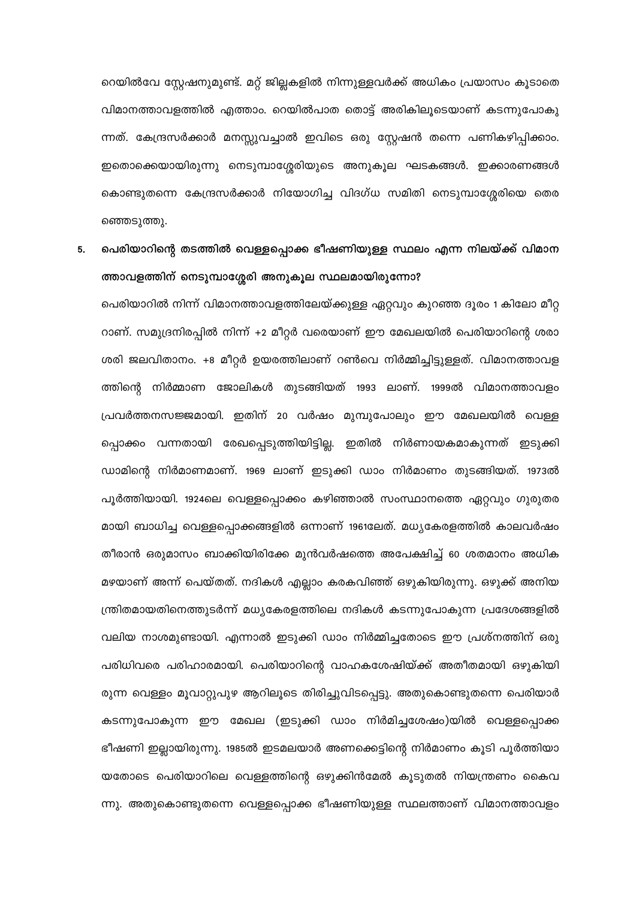റെയിൽവേ സ്റ്റേഷനുമുണ്ട്. മറ്റ് ജില്ലകളിൽ നിന്നുള്ളവർക്ക് അധികം പ്രയാസം കൂടാതെ വിമാനത്താവളത്തിൽ എത്താം. റെയിൽപാത തൊട്ട് അരികിലൂടെയാണ് കടന്നുപോകുന്നത്. കേന്ദ്രസർക്കാർ മനസ്സുവച്ചാൽ ഇവിടെ ഒരു സ്റ്റേഷൻ തന്നെ പണികഴിപ്പിക്കാം. ഇതൊക്കെയായിരുന്നു നെടുമ്പാശ്ശേരിയുടെ അനുകൂല ഘടകങ്ങൾ. ഇക്കാരണങ്ങൾ കൊണ്ടുതന്നെ കേന്ദ്രസർക്കാർ നിയോഗിച്ച വിദഗ്ധ സമിതി നെടുമ്പാശ്ശേരിയെ തെരഞ്ഞെടുത്തു.

5. **പെരിയാറിന്റെ തടത്തിൽ വെള്ളപ്പൊക്ക ഭീഷണിയുള്ള സ്ഥലം എന്ന നിലയ്ക്ക് വിമാനത്താവളത്തിന് നെടുമ്പാശ്ശേരി അനുകൂല സ്ഥലമായിരുന്നോ?**

പെരിയാറിൽ നിന്ന് വിമാനത്താവളത്തിലേയ്ക്കുള്ള ഏറ്റവും കുറഞ്ഞ ദൂരം 1 കിലോ മീറ്ററാണ്. സമുദ്രനിരപ്പിൽ നിന്ന് +2 മീറ്റർ വരെയാണ് ഈ മേഖലയിൽ പെരിയാറിന്റെ ശരാശരി ജലവിതാനം. +8 മീറ്റർ ഉയരത്തിലാണ് റൺവെ നിർമ്മിച്ചിട്ടുള്ളത്. വിമാനത്താവളത്തിന്റെ നിർമ്മാണ ജോലികൾ തുടങ്ങിയത് 1993 ലാണ്. 1999ൽ വിമാനത്താവളം പ്രവർത്തനസജ്ജമായി. ഇതിന് 20 വർഷം മുമ്പുപോലും ഈ മേഖലയിൽ വെള്ളപ്പൊക്കം വന്നതായി രേഖപ്പെടുത്തിയിട്ടില്ല. ഇതിൽ നിർണായകമാകുന്നത് ഇടുക്കി ഡാമിന്റെ നിർമാണമാണ്. 1969 ലാണ് ഇടുക്കി ഡാം നിർമാണം തുടങ്ങിയത്. 1973ൽ പൂർത്തിയായി. 1924ലെ വെള്ളപ്പൊക്കം കഴിഞ്ഞാൽ സംസ്ഥാനത്തെ ഏറ്റവും ഗുരുതരമായി ബാധിച്ച വെള്ളപ്പൊക്കങ്ങളിൽ ഒന്നാണ് 1961ലേത്. മധ്യകേരളത്തിൽ കാലവർഷം തീരാൻ ഒരുമാസം ബാക്കിയിരിക്കേ മുൻവർഷത്തെ അപേക്ഷിച്ച് 60 ശതമാനം അധിക മഴയാണ് അന്ന് പെയ്തത്. നദികൾ എല്ലാം കരകവിഞ്ഞ് ഒഴുകിയിരുന്നു. ഒഴുക്ക് അനിയന്ത്രിതമായതിനെത്തുടർന്ന് മധ്യകേരളത്തിലെ നദികൾ കടന്നുപോകുന്ന പ്രദേശങ്ങളിൽ വലിയ നാശമുണ്ടായി. എന്നാൽ ഇടുക്കി ഡാം നിർമ്മിച്ചതോടെ ഈ പ്രശ്നത്തിന് ഒരു പരിധിവരെ പരിഹാരമായി. പെരിയാറിന്റെ വാഹകശേഷിയ്ക്ക് അതീതമായി ഒഴുകിയിരുന്ന വെള്ളം മൂവാറ്റുപുഴ ആറിലൂടെ തിരിച്ചുവിടപ്പെട്ടു. അതുകൊണ്ടുതന്നെ പെരിയാർ കടന്നുപോകുന്ന ഈ മേഖല (ഇടുക്കി ഡാം നിർമിച്ചശേഷം)യിൽ വെള്ളപ്പൊക്ക ഭീഷണി ഇല്ലായിരുന്നു. 1985ൽ ഇടമലയാർ അണക്കെട്ടിന്റെ നിർമാണം കൂടി പൂർത്തിയായതോടെ പെരിയാറിലെ വെള്ളത്തിന്റെ ഒഴുക്കിൻമേൽ കൂടുതൽ നിയന്ത്രണം കൈവന്നു. അതുകൊണ്ടുതന്നെ വെള്ളപ്പൊക്ക ഭീഷണിയുള്ള സ്ഥലത്താണ് വിമാനത്താവളം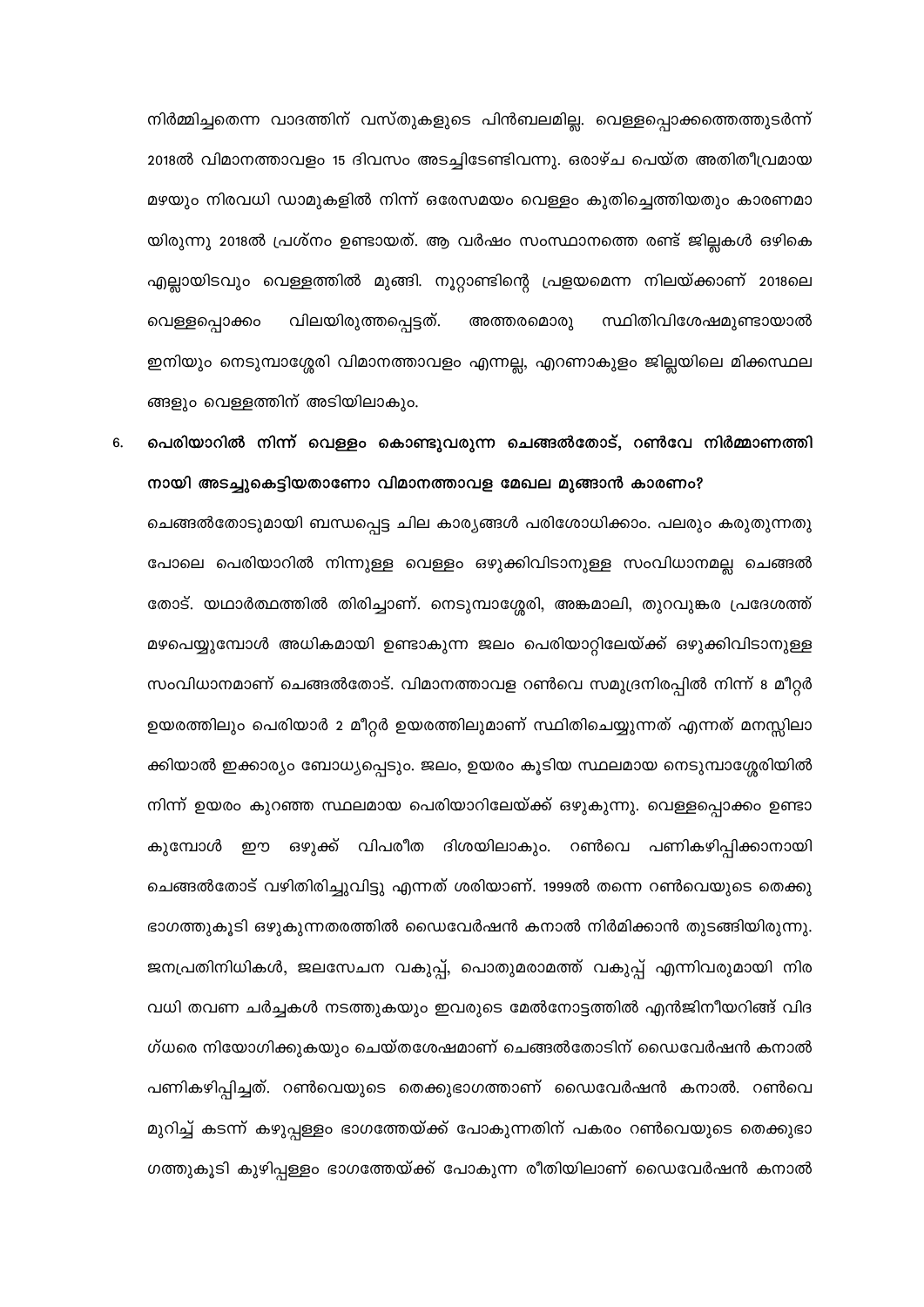നിർമ്മിച്ചതെന്ന വാദത്തിന് വസ്തുകളുടെ പിൻബലമില്ല. വെള്ളപ്പൊക്കത്തെത്തുടർന്ന് 2018ൽ വിമാനത്താവളം 15 ദിവസം അടച്ചിടേണ്ടിവന്നു. ഒരാഴ്ച പെയ്ത അതിതീവ്രമായ മഴയും നിരവധി ഡാമുകളിൽ നിന്ന് ഒരേസമയം വെള്ളം കുതിച്ചെത്തിയതും കാരണമായിരുന്നു 2018ൽ പ്രശ്നം ഉണ്ടായത്. ആ വർഷം സംസ്ഥാനത്തെ രണ്ട് ജില്ലകൾ ഒഴികെ എല്ലായിടവും വെള്ളത്തിൽ മുങ്ങി. നൂറ്റാണ്ടിന്റെ പ്രളയമെന്ന നിലയ്ക്കാണ് 2018ലെ വെള്ളപ്പൊക്കം വിലയിരുത്തപ്പെട്ടത്. അത്തരമൊരു സ്ഥിതിവിശേഷമുണ്ടായാൽ ഇനിയും നെടുമ്പാശ്ശേരി വിമാനത്താവളം എന്നല്ല, എറണാകുളം ജില്ലയിലെ മിക്കസ്ഥലങ്ങളും വെള്ളത്തിന് അടിയിലാകും.

6. **പെരിയാറിൽ നിന്ന് വെള്ളം കൊണ്ടുവരുന്ന ചെങ്ങൽതോട്, റൺവേ നിർമ്മാണത്തിനായി അടച്ചുകെട്ടിയതാണോ വിമാനത്താവള മേഖല മുങ്ങാൻ കാരണം?**

ചെങ്ങൽതോടുമായി ബന്ധപ്പെട്ട ചില കാര്യങ്ങൾ പരിശോധിക്കാം. പലരും കരുതുന്നതു പോലെ പെരിയാറിൽ നിന്നുള്ള വെള്ളം ഒഴുക്കിവിടാനുള്ള സംവിധാനമല്ല ചെങ്ങൽ തോട്. യഥാർത്ഥത്തിൽ തിരിച്ചാണ്. നെടുമ്പാശ്ശേരി, അങ്കമാലി, തുറവുങ്കര പ്രദേശത്ത് മഴപെയ്യുമ്പോൾ അധികമായി ഉണ്ടാകുന്ന ജലം പെരിയാറ്റിലേയ്ക്ക് ഒഴുക്കിവിടാനുള്ള സംവിധാനമാണ് ചെങ്ങൽതോട്. വിമാനത്താവള റൺവെ സമുദ്രനിരപ്പിൽ നിന്ന് 8 മീറ്റർ ഉയരത്തിലും പെരിയാർ 2 മീറ്റർ ഉയരത്തിലുമാണ് സ്ഥിതിചെയ്യുന്നത് എന്നത് മനസ്സിലാക്കിയാൽ ഇക്കാര്യം ബോധ്യപ്പെടും. ജലം, ഉയരം കൂടിയ സ്ഥലമായ നെടുമ്പാശ്ശേരിയിൽ നിന്ന് ഉയരം കുറഞ്ഞ സ്ഥലമായ പെരിയാറിലേയ്ക്ക് ഒഴുകുന്നു. വെള്ളപ്പൊക്കം ഉണ്ടാകുമ്പോൾ ഈ ഒഴുക്ക് വിപരീത ദിശയിലാകും. റൺവെ പണികഴിപ്പിക്കാനായി ചെങ്ങൽതോട് വഴിതിരിച്ചുവിട്ടു എന്നത് ശരിയാണ്. 1999ൽ തന്നെ റൺവെയുടെ തെക്കു ഭാഗത്തുകൂടി ഒഴുകുന്നതരത്തിൽ ഡൈവേർഷൻ കനാൽ നിർമിക്കാൻ തുടങ്ങിയിരുന്നു. ജനപ്രതിനിധികൾ, ജലസേചന വകുപ്പ്, പൊതുമരാമത്ത് വകുപ്പ് എന്നിവരുമായി നിരവധി തവണ ചർച്ചകൾ നടത്തുകയും ഇവരുടെ മേൽനോട്ടത്തിൽ എൻജിനീയറിങ്ങ് വിദഗ്ധരെ നിയോഗിക്കുകയും ചെയ്തശേഷമാണ് ചെങ്ങൽതോടിന് ഡൈവേർഷൻ കനാൽ പണികഴിപ്പിച്ചത്. റൺവെയുടെ തെക്കുഭാഗത്താണ് ഡൈവേർഷൻ കനാൽ. റൺവെ മുറിച്ച് കടന്ന് കഴുപ്പള്ളം ഭാഗത്തേയ്ക്ക് പോകുന്നതിന് പകരം റൺവെയുടെ തെക്കുഭാഗത്തുകൂടി കുഴിപ്പള്ളം ഭാഗത്തേയ്ക്ക് പോകുന്ന രീതിയിലാണ് ഡൈവേർഷൻ കനാൽ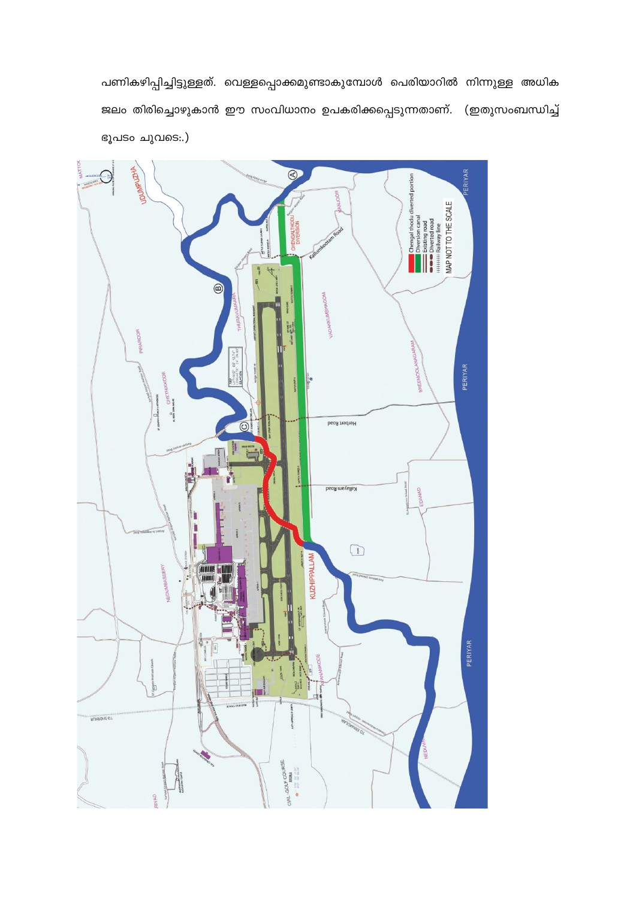പണികഴിപ്പിച്ചിട്ടുള്ളത്. വെള്ളപ്പൊക്കമുണ്ടാകുമ്പോൾ പെരിയാറിൽ നിന്നുള്ള അധിക ജലം തിരിച്ചൊഴുകാൻ ഈ സംവിധാനം ഉപകരിക്കപ്പെടുന്നതാണ്. (ഇതുസംബന്ധിച്ച് ഭൂപടം ചുവടെ:.)

PERIYAR
UDUMPUZHA
KANJOOR
CHENGALTHODU DIVERSION
Kallumkootam Road
THURAVUMKARA
VADAKKUMBHAGOM
PIRAROOR
SREEMOOLANAGARAM
CHETHIKODE
Herbert Road
Kallayam Road
EDANAD
NEDUMBASSERY
KUZHIPPALLAM
ANAMKODE
TO THRISSUR
TO ERNAKULAM
CIAL GOLF COURSE
NEDUVANNOOR

Chengal thodu diverted portion
Diversion canal
Existing road
Diverted road
Railway line
MAP NOT TO THE SCALE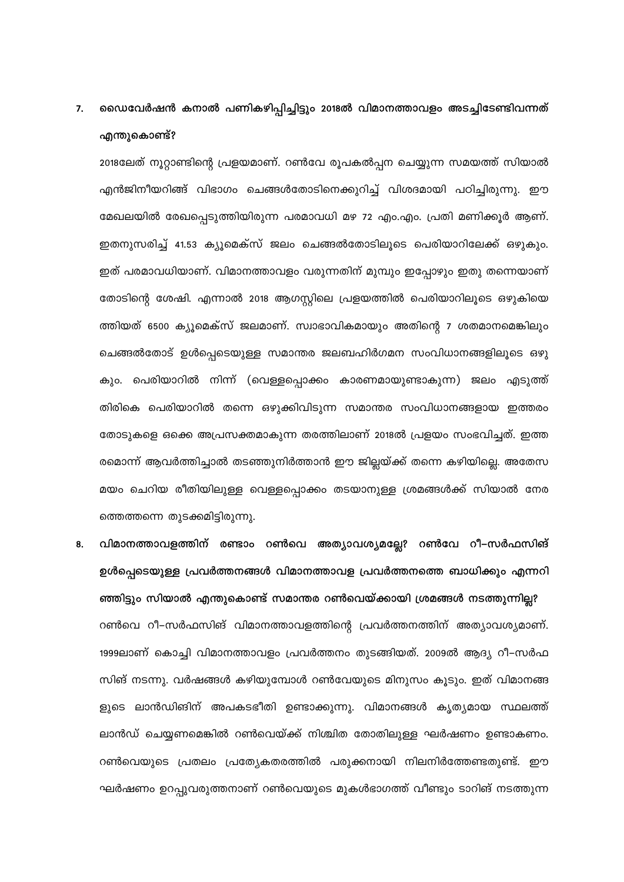7. **ഡൈവേർഷൻ കനാൽ പണികഴിപ്പിച്ചിട്ടും 2018ൽ വിമാനത്താവളം അടച്ചിടേണ്ടിവന്നത് എന്തുകൊണ്ട്?**

   2018ലേത് നൂറ്റാണ്ടിന്റെ പ്രളയമാണ്. റൺവേ രൂപകൽപ്പന ചെയ്യുന്ന സമയത്ത് സിയാൽ എൻജിനീയറിങ്ങ് വിഭാഗം ചെങ്ങൽതോടിനെക്കുറിച്ച് വിശദമായി പഠിച്ചിരുന്നു. ഈ മേഖലയിൽ രേഖപ്പെടുത്തിയിരുന്ന പരമാവധി മഴ 72 എം.എം. പ്രതി മണിക്കൂർ ആണ്. ഇതനുസരിച്ച് 41.53 ക്യൂമെക്സ് ജലം ചെങ്ങൽതോടിലൂടെ പെരിയാറിലേക്ക് ഒഴുകും. ഇത് പരമാവധിയാണ്. വിമാനത്താവളം വരുന്നതിന് മുമ്പും ഇപ്പോഴും ഇതു തന്നെയാണ് തോടിന്റെ ശേഷി. എന്നാൽ 2018 ആഗസ്റ്റിലെ പ്രളയത്തിൽ പെരിയാറിലൂടെ ഒഴുകിയെത്തിയത് 6500 ക്യൂമെക്സ് ജലമാണ്. സ്വാഭാവികമായും അതിന്റെ 7 ശതമാനമെങ്കിലും ചെങ്ങൽതോട് ഉൾപ്പെടെയുള്ള സമാന്തര ജലബഹിർഗമന സംവിധാനങ്ങളിലൂടെ ഒഴുകും. പെരിയാറിൽ നിന്ന് (വെള്ളപ്പൊക്കം കാരണമായുണ്ടാകുന്ന) ജലം എടുത്ത് തിരികെ പെരിയാറിൽ തന്നെ ഒഴുക്കിവിടുന്ന സമാന്തര സംവിധാനങ്ങളായ ഇത്തരം തോടുകളെ ഒക്കെ അപ്രസക്തമാകുന്ന തരത്തിലാണ് 2018ൽ പ്രളയം സംഭവിച്ചത്. ഇത്തരമൊന്ന് ആവർത്തിച്ചാൽ തടഞ്ഞുനിർത്താൻ ഈ ജില്ലയ്ക്ക് തന്നെ കഴിയില്ലെ. അതേസമയം ചെറിയ രീതിയിലുള്ള വെള്ളപ്പൊക്കം തടയാനുള്ള ശ്രമങ്ങൾക്ക് സിയാൽ നേരത്തെത്തന്നെ തുടക്കമിട്ടിരുന്നു.

8. **വിമാനത്താവളത്തിന് രണ്ടാം റൺവെ അത്യാവശ്യമല്ലേ? റൺവേ റീ-സർഫസിങ് ഉൾപ്പെടെയുള്ള പ്രവർത്തനങ്ങൾ വിമാനത്താവള പ്രവർത്തനത്തെ ബാധിക്കും എന്നറിഞ്ഞിട്ടും സിയാൽ എന്തുകൊണ്ട് സമാന്തര റൺവെയ്ക്കായി ശ്രമങ്ങൾ നടത്തുന്നില്ല?**

   റൺവെ റീ-സർഫസിങ് വിമാനത്താവളത്തിന്റെ പ്രവർത്തനത്തിന് അത്യാവശ്യമാണ്. 1999ലാണ് കൊച്ചി വിമാനത്താവളം പ്രവർത്തനം തുടങ്ങിയത്. 2009ൽ ആദ്യ റീ-സർഫസിങ് നടന്നു. വർഷങ്ങൾ കഴിയുമ്പോൾ റൺവേയുടെ മിനുസം കൂടും. ഇത് വിമാനങ്ങളുടെ ലാൻഡിങിന് അപകടഭീതി ഉണ്ടാക്കുന്നു. വിമാനങ്ങൾ കൃത്യമായ സ്ഥലത്ത് ലാൻഡ് ചെയ്യണമെങ്കിൽ റൺവെയ്ക്ക് നിശ്ചിത തോതിലുള്ള ഘർഷണം ഉണ്ടാകണം. റൺവെയുടെ പ്രതലം പ്രത്യേകതരത്തിൽ പരുക്കനായി നിലനിർത്തേണ്ടതുണ്ട്. ഈ ഘർഷണം ഉറപ്പുവരുത്തനാണ് റൺവെയുടെ മുകൾഭാഗത്ത് വീണ്ടും ടാറിങ് നടത്തുന്ന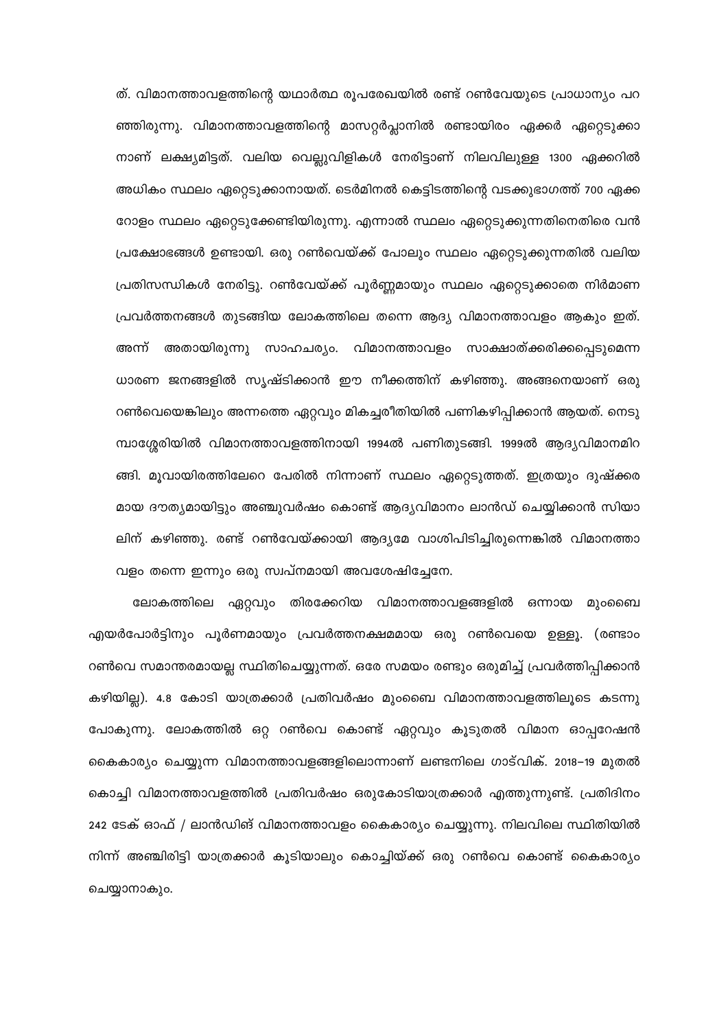ത്. വിമാനത്താവളത്തിന്റെ യഥാർത്ഥ രൂപരേഖയിൽ രണ്ട് റൺവേയുടെ പ്രാധാന്യം പറഞ്ഞിരുന്നു. വിമാനത്താവളത്തിന്റെ മാസ്റ്റർപ്ലാനിൽ രണ്ടായിരം ഏക്കർ ഏറ്റെടുക്കാനാണ് ലക്ഷ്യമിട്ടത്. വലിയ വെല്ലുവിളികൾ നേരിട്ടാണ് നിലവിലുള്ള 1300 ഏക്കറിൽ അധികം സ്ഥലം ഏറ്റെടുക്കാനായത്. ടെർമിനൽ കെട്ടിടത്തിന്റെ വടക്കുഭാഗത്ത് 700 ഏക്കറോളം സ്ഥലം ഏറ്റെടുക്കേണ്ടിയിരുന്നു. എന്നാൽ സ്ഥലം ഏറ്റെടുക്കുന്നതിനെതിരെ വൻ പ്രക്ഷോഭങ്ങൾ ഉണ്ടായി. ഒരു റൺവെയ്ക്ക് പോലും സ്ഥലം ഏറ്റെടുക്കുന്നതിൽ വലിയ പ്രതിസന്ധികൾ നേരിട്ടു. റൺവേയ്ക്ക് പൂർണ്ണമായും സ്ഥലം ഏറ്റെടുക്കാതെ നിർമാണ പ്രവർത്തനങ്ങൾ തുടങ്ങിയ ലോകത്തിലെ തന്നെ ആദ്യ വിമാനത്താവളം ആകും ഇത്. അന്ന് അതായിരുന്നു സാഹചര്യം. വിമാനത്താവളം സാക്ഷാത്ക്കരിക്കപ്പെടുമെന്ന ധാരണ ജനങ്ങളിൽ സൃഷ്ടിക്കാൻ ഈ നീക്കത്തിന് കഴിഞ്ഞു. അങ്ങനെയാണ് ഒരു റൺവെയെങ്കിലും അന്നത്തെ ഏറ്റവും മികച്ചരീതിയിൽ പണികഴിപ്പിക്കാൻ ആയത്. നെടുമ്പാശ്ശേരിയിൽ വിമാനത്താവളത്തിനായി 1994ൽ പണിതുടങ്ങി. 1999ൽ ആദ്യവിമാനമിറങ്ങി. മൂവായിരത്തിലേറെ പേരിൽ നിന്നാണ് സ്ഥലം ഏറ്റെടുത്തത്. ഇത്രയും ദുഷ്ക്കരമായ ദൗത്യമായിട്ടും അഞ്ചുവർഷം കൊണ്ട് ആദ്യവിമാനം ലാൻഡ് ചെയ്യിക്കാൻ സിയാലിന് കഴിഞ്ഞു. രണ്ട് റൺവേയ്ക്കായി ആദ്യമേ വാശിപിടിച്ചിരുന്നെങ്കിൽ വിമാനത്താവളം തന്നെ ഇന്നും ഒരു സ്വപ്നമായി അവശേഷിച്ചേനേ.

ലോകത്തിലെ ഏറ്റവും തിരക്കേറിയ വിമാനത്താവളങ്ങളിൽ ഒന്നായ മുംബൈ എയർപോർട്ടിനും പൂർണമായും പ്രവർത്തനക്ഷമമായ ഒരു റൺവെയെ ഉള്ളൂ. (രണ്ടാം റൺവെ സമാന്തരമായല്ല സ്ഥിതിചെയ്യുന്നത്. ഒരേ സമയം രണ്ടും ഒരുമിച്ച് പ്രവർത്തിപ്പിക്കാൻ കഴിയില്ല). 4.8 കോടി യാത്രക്കാർ പ്രതിവർഷം മുംബൈ വിമാനത്താവളത്തിലൂടെ കടന്നുപോകുന്നു. ലോകത്തിൽ ഒറ്റ റൺവെ കൊണ്ട് ഏറ്റവും കൂടുതൽ വിമാന ഓപ്പറേഷൻ കൈകാര്യം ചെയ്യുന്ന വിമാനത്താവളങ്ങളിലൊന്നാണ് ലണ്ടനിലെ ഗാട്വിക്. 2018–19 മുതൽ കൊച്ചി വിമാനത്താവളത്തിൽ പ്രതിവർഷം ഒരുകോടിയാത്രക്കാർ എത്തുന്നുണ്ട്. പ്രതിദിനം 242 ടേക് ഓഫ് / ലാൻഡിങ് വിമാനത്താവളം കൈകാര്യം ചെയ്യുന്നു. നിലവിലെ സ്ഥിതിയിൽ നിന്ന് അഞ്ചിരട്ടി യാത്രക്കാർ കൂടിയാലും കൊച്ചിയ്ക്ക് ഒരു റൺവെ കൊണ്ട് കൈകാര്യം ചെയ്യാനാകും.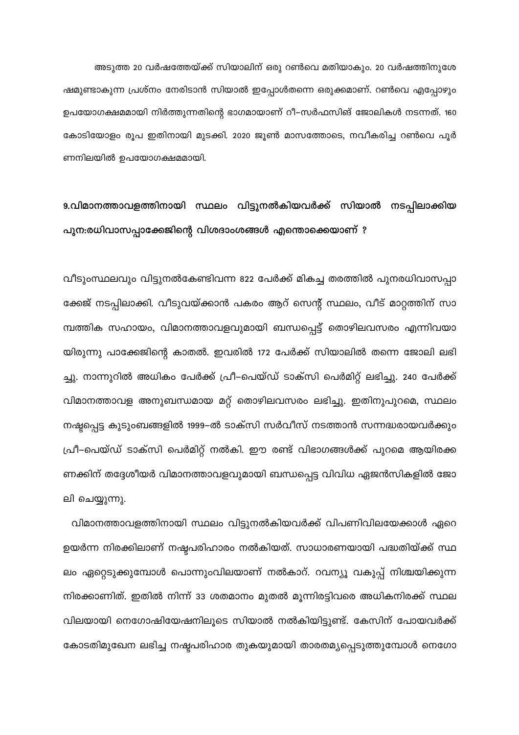അടുത്ത 20 വർഷത്തേയ്ക്ക് സിയാലിന് ഒരു റൺവെ മതിയാകും. 20 വർഷത്തിനുശേഷമുണ്ടാകുന്ന പ്രശ്നം നേരിടാൻ സിയാൽ ഇപ്പോൾതന്നെ ഒരുക്കമാണ്. റൺവെ എപ്പോഴും ഉപയോഗക്ഷമമായി നിർത്തുന്നതിന്റെ ഭാഗമായാണ് റീ-സർഫസിങ് ജോലികൾ നടന്നത്. 160 കോടിയോളം രൂപ ഇതിനായി മുടക്കി. 2020 ജൂൺ മാസത്തോടെ, നവീകരിച്ച റൺവെ പൂർണനിലയിൽ ഉപയോഗക്ഷമമായി.

**9.വിമാനത്താവളത്തിനായി സ്ഥലം വിട്ടുനൽകിയവർക്ക് സിയാൽ നടപ്പിലാക്കിയ പുന:രധിവാസപ്പാക്കേജിന്റെ വിശദാംശങ്ങൾ എന്തൊക്കെയാണ് ?**

വീടുംസ്ഥലവും വിട്ടുനൽകേണ്ടിവന്ന 822 പേർക്ക് മികച്ച തരത്തിൽ പുനരധിവാസപ്പാക്കേജ് നടപ്പിലാക്കി. വീടുവയ്ക്കാൻ പകരം ആറ് സെന്റ് സ്ഥലം, വീട് മാറ്റത്തിന് സാമ്പത്തിക സഹായം, വിമാനത്താവളവുമായി ബന്ധപ്പെട്ട് തൊഴിലവസരം എന്നിവയായിരുന്നു പാക്കേജിന്റെ കാതൽ. ഇവരിൽ 172 പേർക്ക് സിയാലിൽ തന്നെ ജോലി ലഭിച്ചു. നാന്നൂറിൽ അധികം പേർക്ക് പ്രീ-പെയ്ഡ് ടാക്സി പെർമിറ്റ് ലഭിച്ചു. 240 പേർക്ക് വിമാനത്താവള അനുബന്ധമായ മറ്റ് തൊഴിലവസരം ലഭിച്ചു. ഇതിനുപുറമെ, സ്ഥലം നഷ്ടപ്പെട്ട കുടുംബങ്ങളിൽ 1999-ൽ ടാക്സി സർവീസ് നടത്താൻ സന്നദ്ധരായവർക്കും പ്രീ-പെയ്ഡ് ടാക്സി പെർമിറ്റ് നൽകി. ഈ രണ്ട് വിഭാഗങ്ങൾക്ക് പുറമെ ആയിരക്കണക്കിന് തദ്ദേശീയർ വിമാനത്താവളവുമായി ബന്ധപ്പെട്ട വിവിധ ഏജൻസികളിൽ ജോലി ചെയ്യുന്നു.

വിമാനത്താവളത്തിനായി സ്ഥലം വിട്ടുനൽകിയവർക്ക് വിപണിവിലയേക്കാൾ ഏറെ ഉയർന്ന നിരക്കിലാണ് നഷ്ടപരിഹാരം നൽകിയത്. സാധാരണയായി പദ്ധതിയ്ക്ക് സ്ഥലം ഏറ്റെടുക്കുമ്പോൾ പൊന്നുംവിലയാണ് നൽകാറ്. റവന്യൂ വകുപ്പ് നിശ്ചയിക്കുന്ന നിരക്കാണിത്. ഇതിൽ നിന്ന് 33 ശതമാനം മുതൽ മൂന്നിരട്ടിവരെ അധികനിരക്ക് സ്ഥലവിലയായി നെഗോഷിയേഷനിലൂടെ സിയാൽ നൽകിയിട്ടുണ്ട്. കേസിന് പോയവർക്ക് കോടതിമുഖേന ലഭിച്ച നഷ്ടപരിഹാര തുകയുമായി താരതമ്യപ്പെടുത്തുമ്പോൾ നെഗോ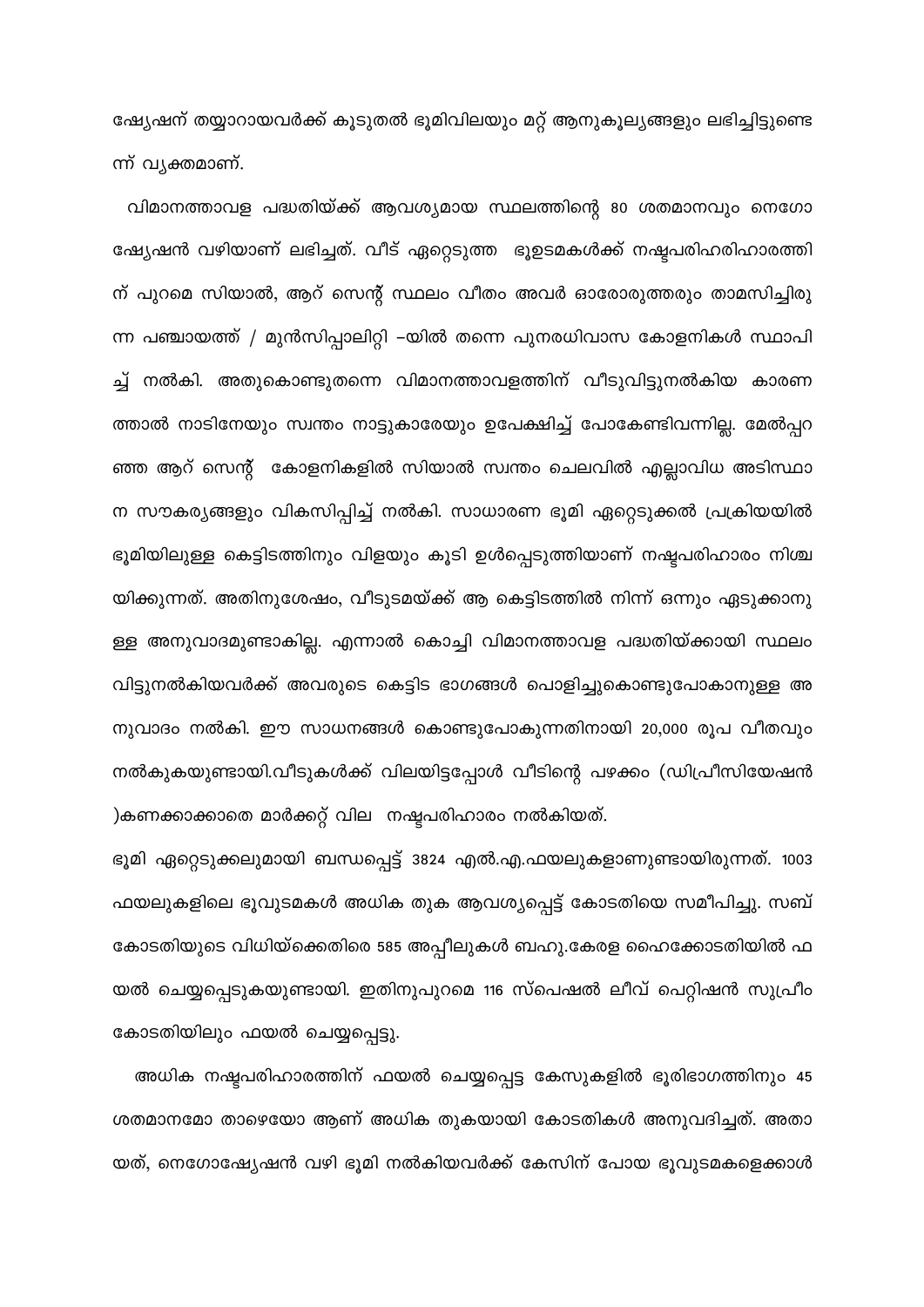ഷ്യേഷന് തയ്യാറായവർക്ക് കൂടുതൽ ഭൂമിവിലയും മറ്റ് ആനുകൂല്യങ്ങളും ലഭിച്ചിട്ടുണ്ടെന്ന് വ്യക്തമാണ്.

വിമാനത്താവള പദ്ധതിയ്ക്ക് ആവശ്യമായ സ്ഥലത്തിന്റെ 80 ശതമാനവും നെഗോഷ്യേഷൻ വഴിയാണ് ലഭിച്ചത്. വീട് ഏറ്റെടുത്ത ഭൂഉടമകൾക്ക് നഷ്ടപരിഹരിഹാരത്തിന് പുറമെ സിയാൽ, ആറ് സെന്റ് സ്ഥലം വീതം അവർ ഓരോരുത്തരും താമസിച്ചിരുന്ന പഞ്ചായത്ത് / മുൻസിപ്പാലിറ്റി –യിൽ തന്നെ പുനരധിവാസ കോളനികൾ സ്ഥാപിച്ച് നൽകി. അതുകൊണ്ടുതന്നെ വിമാനത്താവളത്തിന് വീടുവിട്ടുനൽകിയ കാരണത്താൽ നാടിനേയും സ്വന്തം നാട്ടുകാരേയും ഉപേക്ഷിച്ച് പോകേണ്ടിവന്നില്ല. മേൽപ്പറഞ്ഞ ആറ് സെന്റ് കോളനികളിൽ സിയാൽ സ്വന്തം ചെലവിൽ എല്ലാവിധ അടിസ്ഥാന സൗകര്യങ്ങളും വികസിപ്പിച്ച് നൽകി. സാധാരണ ഭൂമി ഏറ്റെടുക്കൽ പ്രക്രിയയിൽ ഭൂമിയിലുള്ള കെട്ടിടത്തിനും വിളയും കൂടി ഉൾപ്പെടുത്തിയാണ് നഷ്ടപരിഹാരം നിശ്ചയിക്കുന്നത്. അതിനുശേഷം, വീടുടമയ്ക്ക് ആ കെട്ടിടത്തിൽ നിന്ന് ഒന്നും എടുക്കാനുള്ള അനുവാദമുണ്ടാകില്ല. എന്നാൽ കൊച്ചി വിമാനത്താവള പദ്ധതിയ്ക്കായി സ്ഥലം വിട്ടുനൽകിയവർക്ക് അവരുടെ കെട്ടിട ഭാഗങ്ങൾ പൊളിച്ചുകൊണ്ടുപോകാനുള്ള അനുവാദം നൽകി. ഈ സാധനങ്ങൾ കൊണ്ടുപോകുന്നതിനായി 20,000 രൂപ വീതവും നൽകുകയുണ്ടായി.വീടുകൾക്ക് വിലയിട്ടപ്പോൾ വീടിന്റെ പഴക്കം (ഡിപ്രീസിയേഷൻ )കണക്കാക്കാതെ മാർക്കറ്റ് വില നഷ്ടപരിഹാരം നൽകിയത്.

ഭൂമി ഏറ്റെടുക്കലുമായി ബന്ധപ്പെട്ട് 3824 എൽ.എ.ഫയലുകളാണുണ്ടായിരുന്നത്. 1003 ഫയലുകളിലെ ഭൂവുടമകൾ അധിക തുക ആവശ്യപ്പെട്ട് കോടതിയെ സമീപിച്ചു. സബ് കോടതിയുടെ വിധിയ്ക്കെതിരെ 585 അപ്പീലുകൾ ബഹു.കേരള ഹൈക്കോടതിയിൽ ഫയൽ ചെയ്യപ്പെടുകയുണ്ടായി. ഇതിനുപുറമെ 116 സ്പെഷൽ ലീവ് പെറ്റിഷൻ സുപ്രീം കോടതിയിലും ഫയൽ ചെയ്യപ്പെട്ടു.

അധിക നഷ്ടപരിഹാരത്തിന് ഫയൽ ചെയ്യപ്പെട്ട കേസുകളിൽ ഭൂരിഭാഗത്തിനും 45 ശതമാനമോ താഴെയോ ആണ് അധിക തുകയായി കോടതികൾ അനുവദിച്ചത്. അതായത്, നെഗോഷ്യേഷൻ വഴി ഭൂമി നൽകിയവർക്ക് കേസിന് പോയ ഭൂവുടമകളെക്കാൾ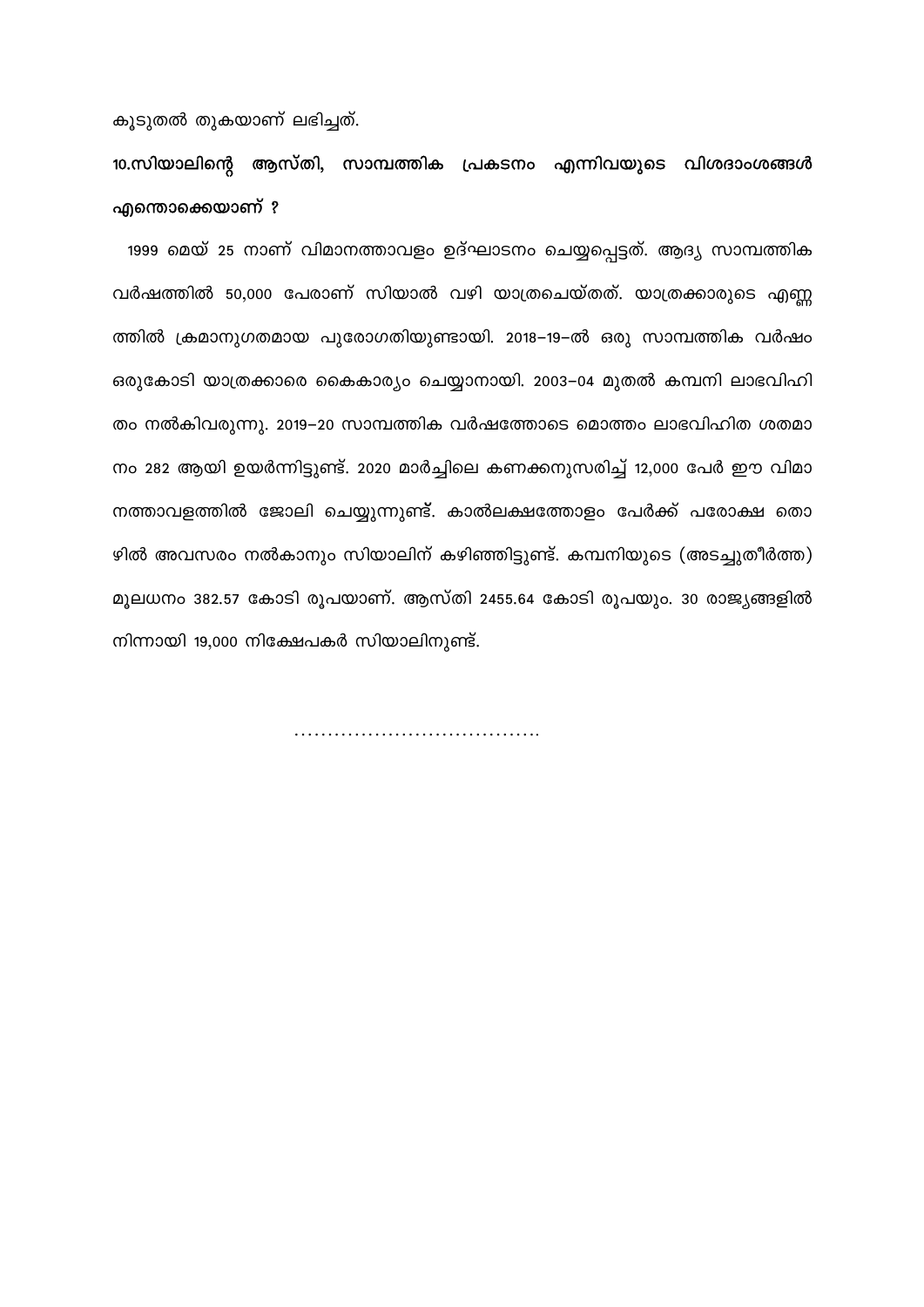കൂടുതൽ തുകയാണ് ലഭിച്ചത്.

**10.സിയാലിന്റെ ആസ്തി, സാമ്പത്തിക പ്രകടനം എന്നിവയുടെ വിശദാംശങ്ങൾ എന്തൊക്കെയാണ് ?**

1999 മെയ് 25 നാണ് വിമാനത്താവളം ഉദ്ഘാടനം ചെയ്യപ്പെട്ടത്. ആദ്യ സാമ്പത്തിക വർഷത്തിൽ 50,000 പേരാണ് സിയാൽ വഴി യാത്രചെയ്തത്. യാത്രക്കാരുടെ എണ്ണത്തിൽ ക്രമാനുഗതമായ പുരോഗതിയുണ്ടായി. 2018–19–ൽ ഒരു സാമ്പത്തിക വർഷം ഒരുകോടി യാത്രക്കാരെ കൈകാര്യം ചെയ്യാനായി. 2003–04 മുതൽ കമ്പനി ലാഭവിഹിതം നൽകിവരുന്നു. 2019–20 സാമ്പത്തിക വർഷത്തോടെ മൊത്തം ലാഭവിഹിത ശതമാനം 282 ആയി ഉയർന്നിട്ടുണ്ട്. 2020 മാർച്ചിലെ കണക്കനുസരിച്ച് 12,000 പേർ ഈ വിമാനത്താവളത്തിൽ ജോലി ചെയ്യുന്നുണ്ട്. കാൽലക്ഷത്തോളം പേർക്ക് പരോക്ഷ തൊഴിൽ അവസരം നൽകാനും സിയാലിന് കഴിഞ്ഞിട്ടുണ്ട്. കമ്പനിയുടെ (അടച്ചുതീർത്ത) മൂലധനം 382.57 കോടി രൂപയാണ്. ആസ്തി 2455.64 കോടി രൂപയും. 30 രാജ്യങ്ങളിൽ നിന്നായി 19,000 നിക്ഷേപകർ സിയാലിനുണ്ട്.

....................................